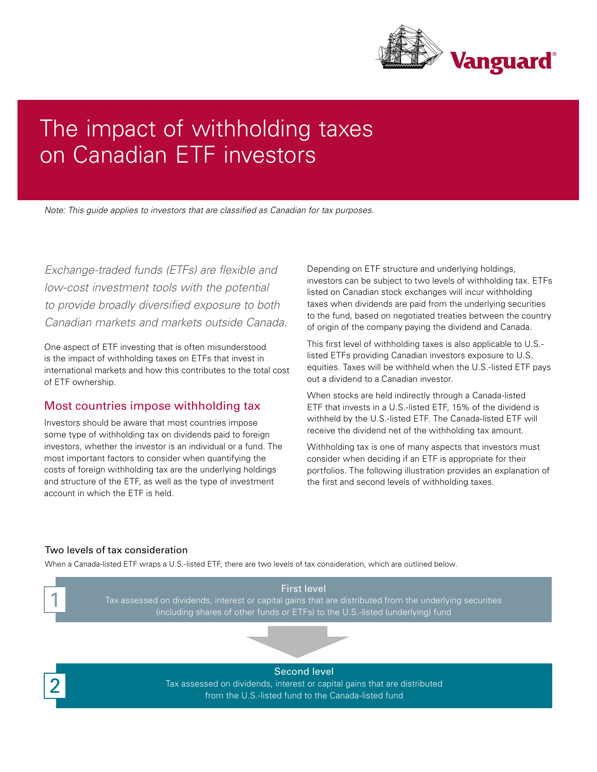# The impact of withholding taxes on Canadian ETF investors

*Note: This guide applies to investors that are classified as Canadian for tax purposes.*

*Exchange-traded funds (ETFs) are flexible and low-cost investment tools with the potential to provide broadly diversified exposure to both Canadian markets and markets outside Canada.*

One aspect of ETF investing that is often misunderstood is the impact of withholding taxes on ETFs that invest in international markets and how this contributes to the total cost of ETF ownership.

## Most countries impose withholding tax

Investors should be aware that most countries impose some type of withholding tax on dividends paid to foreign investors, whether the investor is an individual or a fund. The most important factors to consider when quantifying the costs of foreign withholding tax are the underlying holdings and structure of the ETF, as well as the type of investment account in which the ETF is held.

Depending on ETF structure and underlying holdings, investors can be subject to two levels of withholding tax. ETFs listed on Canadian stock exchanges will incur withholding taxes when dividends are paid from the underlying securities to the fund, based on negotiated treaties between the country of origin of the company paying the dividend and Canada.

This first level of withholding taxes is also applicable to U.S.-listed ETFs providing Canadian investors exposure to U.S. equities. Taxes will be withheld when the U.S.-listed ETF pays out a dividend to a Canadian investor.

When stocks are held indirectly through a Canada-listed ETF that invests in a U.S.-listed ETF, 15% of the dividend is withheld by the U.S.-listed ETF. The Canada-listed ETF will receive the dividend net of the withholding tax amount.

Withholding tax is one of many aspects that investors must consider when deciding if an ETF is appropriate for their portfolios. The following illustration provides an explanation of the first and second levels of withholding taxes.

### Two levels of tax consideration

When a Canada-listed ETF wraps a U.S.-listed ETF, there are two levels of tax consideration, which are outlined below.

**1 — First level**
Tax assessed on dividends, interest or capital gains that are distributed from the underlying securities (including shares of other funds or ETFs) to the U.S.-listed (underlying) fund

**2 — Second level**
Tax assessed on dividends, interest or capital gains that are distributed from the U.S.-listed fund to the Canada-listed fund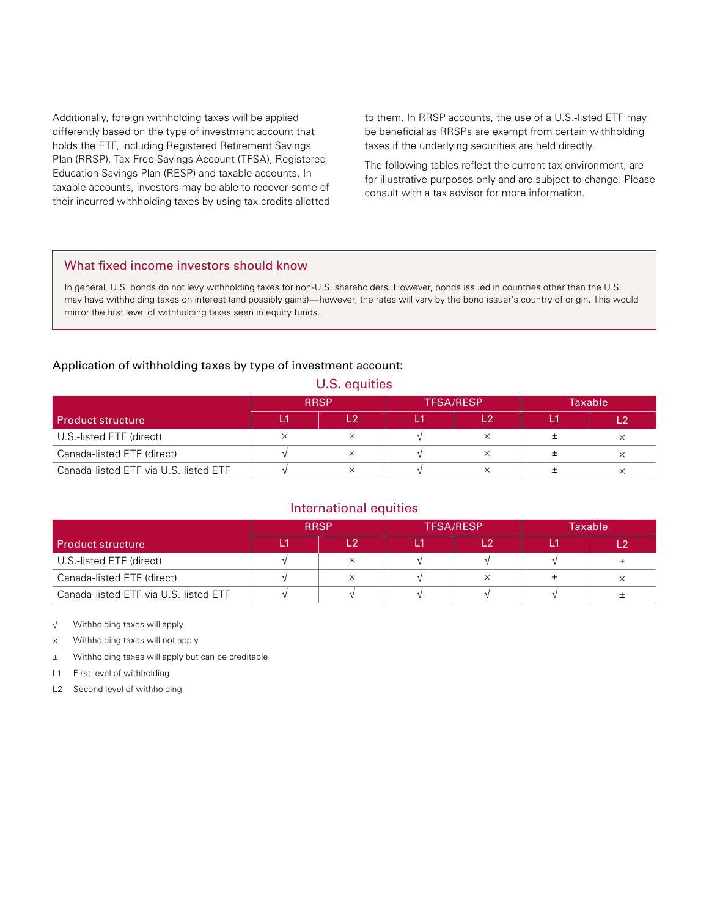Additionally, foreign withholding taxes will be applied differently based on the type of investment account that holds the ETF, including Registered Retirement Savings Plan (RRSP), Tax-Free Savings Account (TFSA), Registered Education Savings Plan (RESP) and taxable accounts. In taxable accounts, investors may be able to recover some of their incurred withholding taxes by using tax credits allotted to them. In RRSP accounts, the use of a U.S.-listed ETF may be beneficial as RRSPs are exempt from certain withholding taxes if the underlying securities are held directly.

The following tables reflect the current tax environment, are for illustrative purposes only and are subject to change. Please consult with a tax advisor for more information.

## What fixed income investors should know

In general, U.S. bonds do not levy withholding taxes for non-U.S. shareholders. However, bonds issued in countries other than the U.S. may have withholding taxes on interest (and possibly gains)—however, the rates will vary by the bond issuer's country of origin. This would mirror the first level of withholding taxes seen in equity funds.

### Application of withholding taxes by type of investment account:

**U.S. equities**

| Product structure | RRSP | | TFSA/RESP | | Taxable | |
|---|---|---|---|---|---|---|
| | L1 | L2 | L1 | L2 | L1 | L2 |
| U.S.-listed ETF (direct) | × | × | √ | × | ± | × |
| Canada-listed ETF (direct) | √ | × | √ | × | ± | × |
| Canada-listed ETF via U.S.-listed ETF | √ | × | √ | × | ± | × |

**International equities**

| Product structure | RRSP | | TFSA/RESP | | Taxable | |
|---|---|---|---|---|---|---|
| | L1 | L2 | L1 | L2 | L1 | L2 |
| U.S.-listed ETF (direct) | √ | × | √ | √ | √ | ± |
| Canada-listed ETF (direct) | √ | × | √ | × | ± | × |
| Canada-listed ETF via U.S.-listed ETF | √ | √ | √ | √ | √ | ± |

√ Withholding taxes will apply

× Withholding taxes will not apply

± Withholding taxes will apply but can be creditable

L1 First level of withholding

L2 Second level of withholding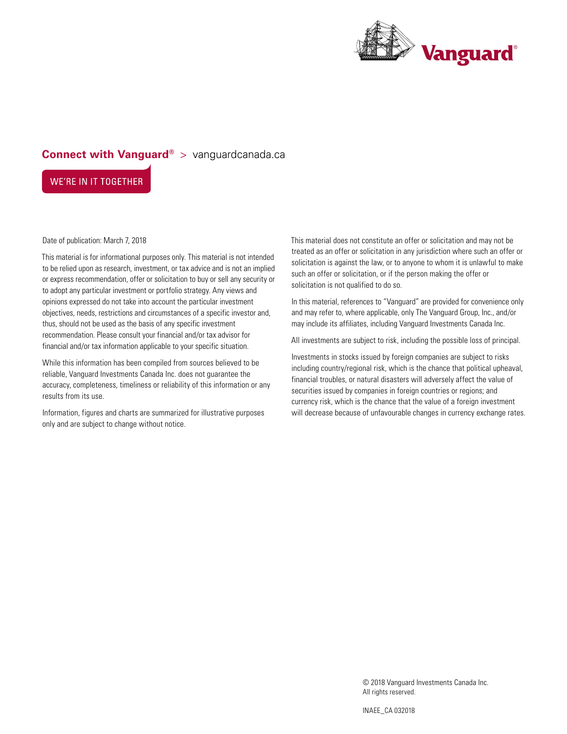**Connect with Vanguard®** > vanguardcanada.ca

WE'RE IN IT TOGETHER

Date of publication: March 7, 2018

This material is for informational purposes only. This material is not intended to be relied upon as research, investment, or tax advice and is not an implied or express recommendation, offer or solicitation to buy or sell any security or to adopt any particular investment or portfolio strategy. Any views and opinions expressed do not take into account the particular investment objectives, needs, restrictions and circumstances of a specific investor and, thus, should not be used as the basis of any specific investment recommendation. Please consult your financial and/or tax advisor for financial and/or tax information applicable to your specific situation.

While this information has been compiled from sources believed to be reliable, Vanguard Investments Canada Inc. does not guarantee the accuracy, completeness, timeliness or reliability of this information or any results from its use.

Information, figures and charts are summarized for illustrative purposes only and are subject to change without notice.

This material does not constitute an offer or solicitation and may not be treated as an offer or solicitation in any jurisdiction where such an offer or solicitation is against the law, or to anyone to whom it is unlawful to make such an offer or solicitation, or if the person making the offer or solicitation is not qualified to do so.

In this material, references to "Vanguard" are provided for convenience only and may refer to, where applicable, only The Vanguard Group, Inc., and/or may include its affiliates, including Vanguard Investments Canada Inc.

All investments are subject to risk, including the possible loss of principal.

Investments in stocks issued by foreign companies are subject to risks including country/regional risk, which is the chance that political upheaval, financial troubles, or natural disasters will adversely affect the value of securities issued by companies in foreign countries or regions; and currency risk, which is the chance that the value of a foreign investment will decrease because of unfavourable changes in currency exchange rates.

© 2018 Vanguard Investments Canada Inc.
All rights reserved.

INAEE_CA 032018